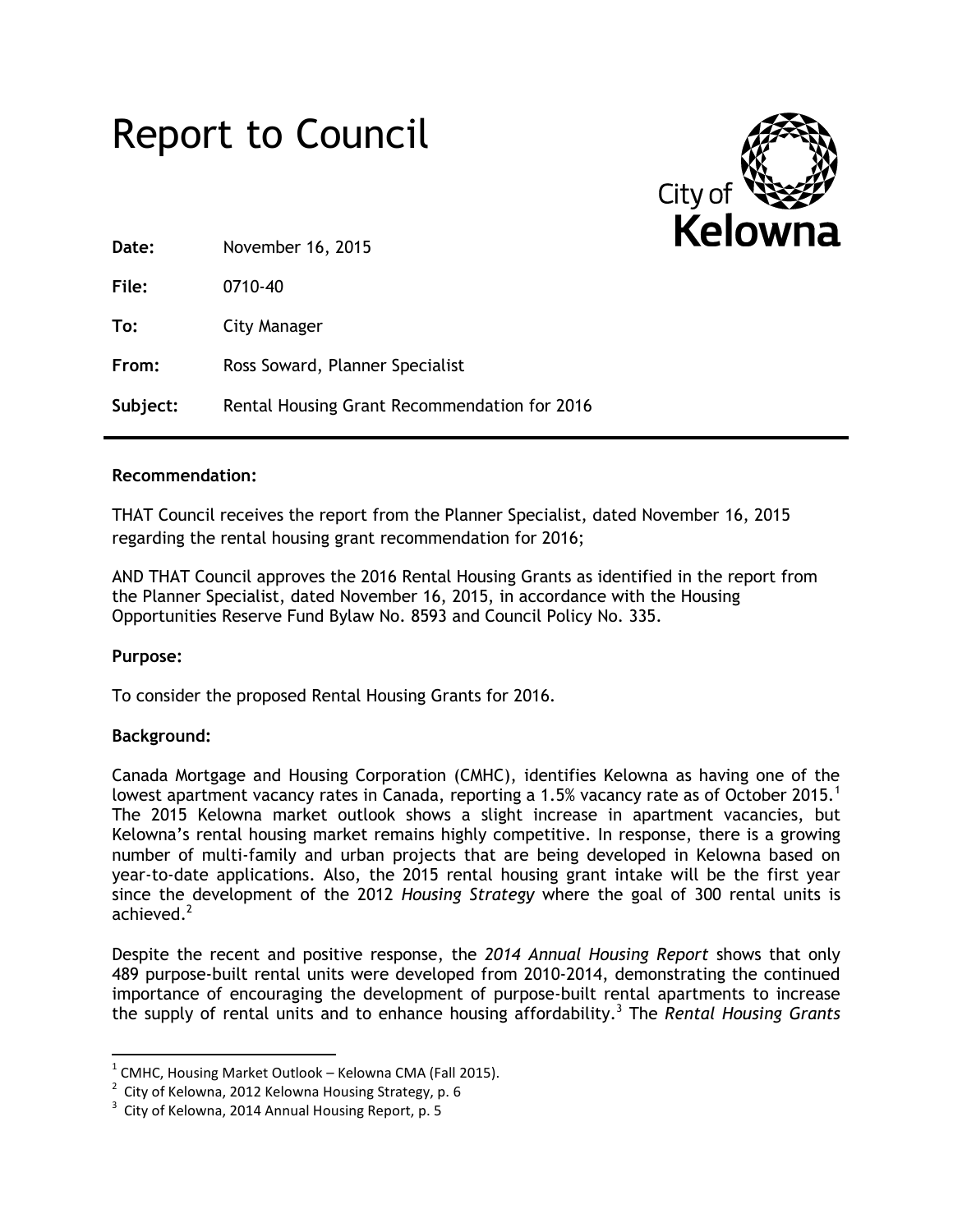# Report to Council

City of Kelowna

| | |
|---|---|
| **Date:** | November 16, 2015 |
| **File:** | 0710-40 |
| **To:** | City Manager |
| **From:** | Ross Soward, Planner Specialist |
| **Subject:** | Rental Housing Grant Recommendation for 2016 |

**Recommendation:**

THAT Council receives the report from the Planner Specialist, dated November 16, 2015 regarding the rental housing grant recommendation for 2016;

AND THAT Council approves the 2016 Rental Housing Grants as identified in the report from the Planner Specialist, dated November 16, 2015, in accordance with the Housing Opportunities Reserve Fund Bylaw No. 8593 and Council Policy No. 335.

**Purpose:**

To consider the proposed Rental Housing Grants for 2016.

**Background:**

Canada Mortgage and Housing Corporation (CMHC), identifies Kelowna as having one of the lowest apartment vacancy rates in Canada, reporting a 1.5% vacancy rate as of October 2015.[1] The 2015 Kelowna market outlook shows a slight increase in apartment vacancies, but Kelowna's rental housing market remains highly competitive. In response, there is a growing number of multi-family and urban projects that are being developed in Kelowna based on year-to-date applications. Also, the 2015 rental housing grant intake will be the first year since the development of the 2012 *Housing Strategy* where the goal of 300 rental units is achieved.[2]

Despite the recent and positive response, the *2014 Annual Housing Report* shows that only 489 purpose-built rental units were developed from 2010-2014, demonstrating the continued importance of encouraging the development of purpose-built rental apartments to increase the supply of rental units and to enhance housing affordability.[3] The *Rental Housing Grants*

[1] CMHC, Housing Market Outlook – Kelowna CMA (Fall 2015).

[2] City of Kelowna, 2012 Kelowna Housing Strategy, p. 6

[3] City of Kelowna, 2014 Annual Housing Report, p. 5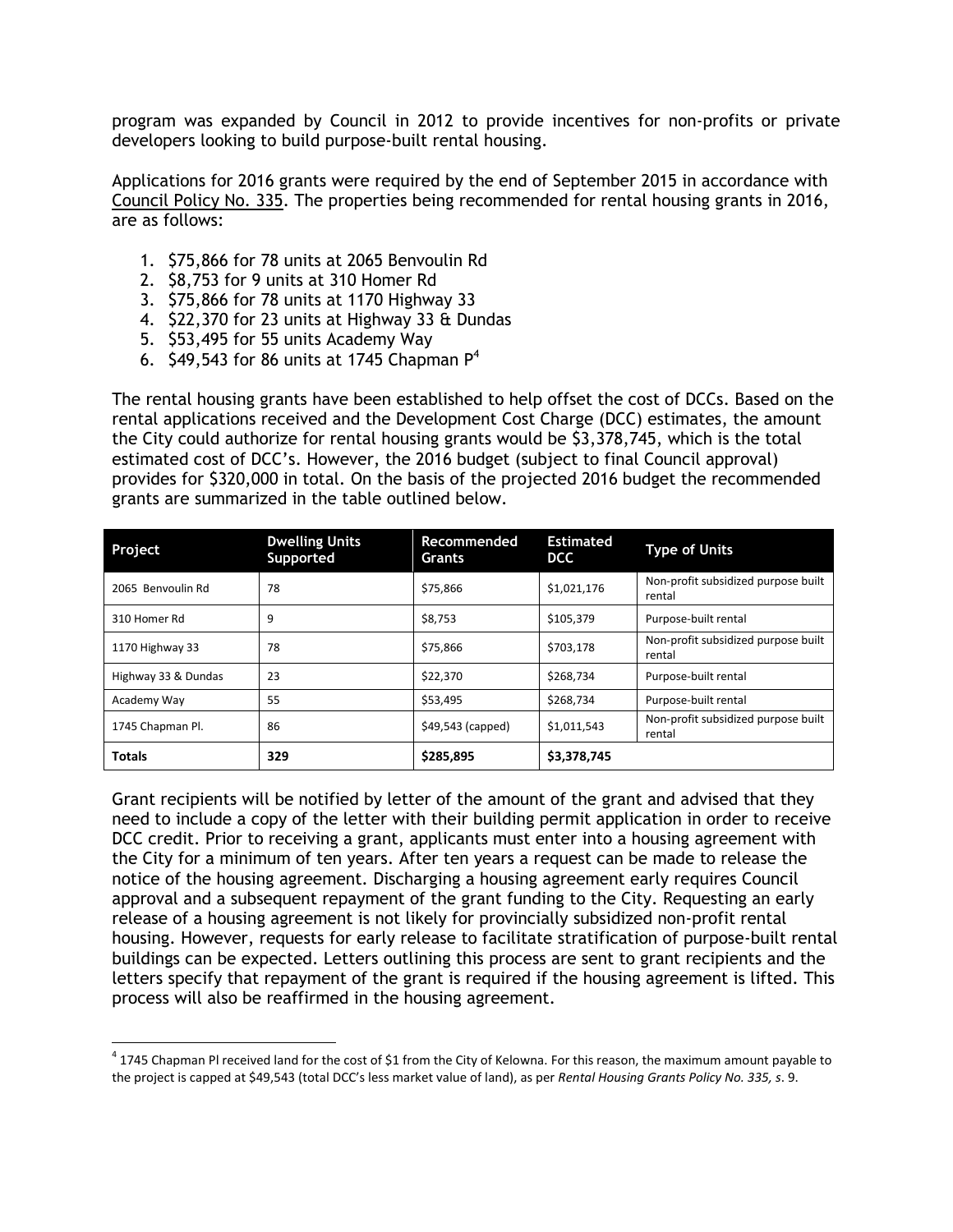program was expanded by Council in 2012 to provide incentives for non-profits or private developers looking to build purpose-built rental housing.

Applications for 2016 grants were required by the end of September 2015 in accordance with Council Policy No. 335. The properties being recommended for rental housing grants in 2016, are as follows:

1. $75,866 for 78 units at 2065 Benvoulin Rd
2. $8,753 for 9 units at 310 Homer Rd
3. $75,866 for 78 units at 1170 Highway 33
4. $22,370 for 23 units at Highway 33 & Dundas
5. $53,495 for 55 units Academy Way
6. $49,543 for 86 units at 1745 Chapman P[4]

The rental housing grants have been established to help offset the cost of DCCs. Based on the rental applications received and the Development Cost Charge (DCC) estimates, the amount the City could authorize for rental housing grants would be $3,378,745, which is the total estimated cost of DCC's. However, the 2016 budget (subject to final Council approval) provides for $320,000 in total. On the basis of the projected 2016 budget the recommended grants are summarized in the table outlined below.

| Project | Dwelling Units Supported | Recommended Grants | Estimated DCC | Type of Units |
|---|---|---|---|---|
| 2065 Benvoulin Rd | 78 | $75,866 | $1,021,176 | Non-profit subsidized purpose built rental |
| 310 Homer Rd | 9 | $8,753 | $105,379 | Purpose-built rental |
| 1170 Highway 33 | 78 | $75,866 | $703,178 | Non-profit subsidized purpose built rental |
| Highway 33 & Dundas | 23 | $22,370 | $268,734 | Purpose-built rental |
| Academy Way | 55 | $53,495 | $268,734 | Purpose-built rental |
| 1745 Chapman Pl. | 86 | $49,543 (capped) | $1,011,543 | Non-profit subsidized purpose built rental |
| **Totals** | **329** | **$285,895** | **$3,378,745** | |

Grant recipients will be notified by letter of the amount of the grant and advised that they need to include a copy of the letter with their building permit application in order to receive DCC credit. Prior to receiving a grant, applicants must enter into a housing agreement with the City for a minimum of ten years. After ten years a request can be made to release the notice of the housing agreement. Discharging a housing agreement early requires Council approval and a subsequent repayment of the grant funding to the City. Requesting an early release of a housing agreement is not likely for provincially subsidized non-profit rental housing. However, requests for early release to facilitate stratification of purpose-built rental buildings can be expected. Letters outlining this process are sent to grant recipients and the letters specify that repayment of the grant is required if the housing agreement is lifted. This process will also be reaffirmed in the housing agreement.

[4] 1745 Chapman Pl received land for the cost of $1 from the City of Kelowna. For this reason, the maximum amount payable to the project is capped at $49,543 (total DCC's less market value of land), as per *Rental Housing Grants Policy No. 335, s*. 9.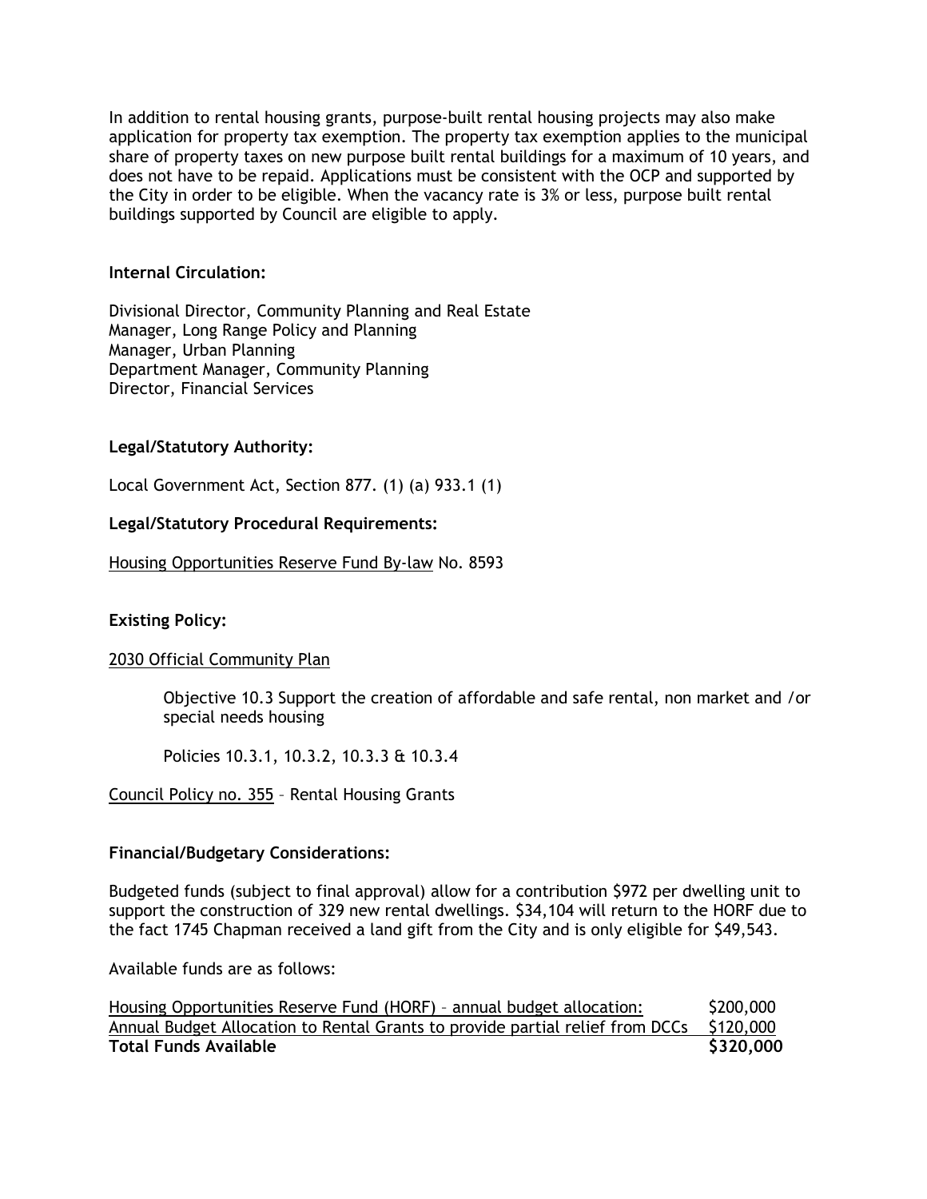In addition to rental housing grants, purpose-built rental housing projects may also make application for property tax exemption. The property tax exemption applies to the municipal share of property taxes on new purpose built rental buildings for a maximum of 10 years, and does not have to be repaid. Applications must be consistent with the OCP and supported by the City in order to be eligible. When the vacancy rate is 3% or less, purpose built rental buildings supported by Council are eligible to apply.

**Internal Circulation:**

Divisional Director, Community Planning and Real Estate
Manager, Long Range Policy and Planning
Manager, Urban Planning
Department Manager, Community Planning
Director, Financial Services

**Legal/Statutory Authority:**

Local Government Act, Section 877. (1) (a) 933.1 (1)

**Legal/Statutory Procedural Requirements:**

Housing Opportunities Reserve Fund By-law No. 8593

**Existing Policy:**

2030 Official Community Plan

> Objective 10.3 Support the creation of affordable and safe rental, non market and /or special needs housing
>
> Policies 10.3.1, 10.3.2, 10.3.3 & 10.3.4

Council Policy no. 355 – Rental Housing Grants

**Financial/Budgetary Considerations:**

Budgeted funds (subject to final approval) allow for a contribution $972 per dwelling unit to support the construction of 329 new rental dwellings. $34,104 will return to the HORF due to the fact 1745 Chapman received a land gift from the City and is only eligible for $49,543.

Available funds are as follows:

| | |
|---|---|
| Housing Opportunities Reserve Fund (HORF) – annual budget allocation: | $200,000 |
| Annual Budget Allocation to Rental Grants to provide partial relief from DCCs | $120,000 |
| **Total Funds Available** | **$320,000** |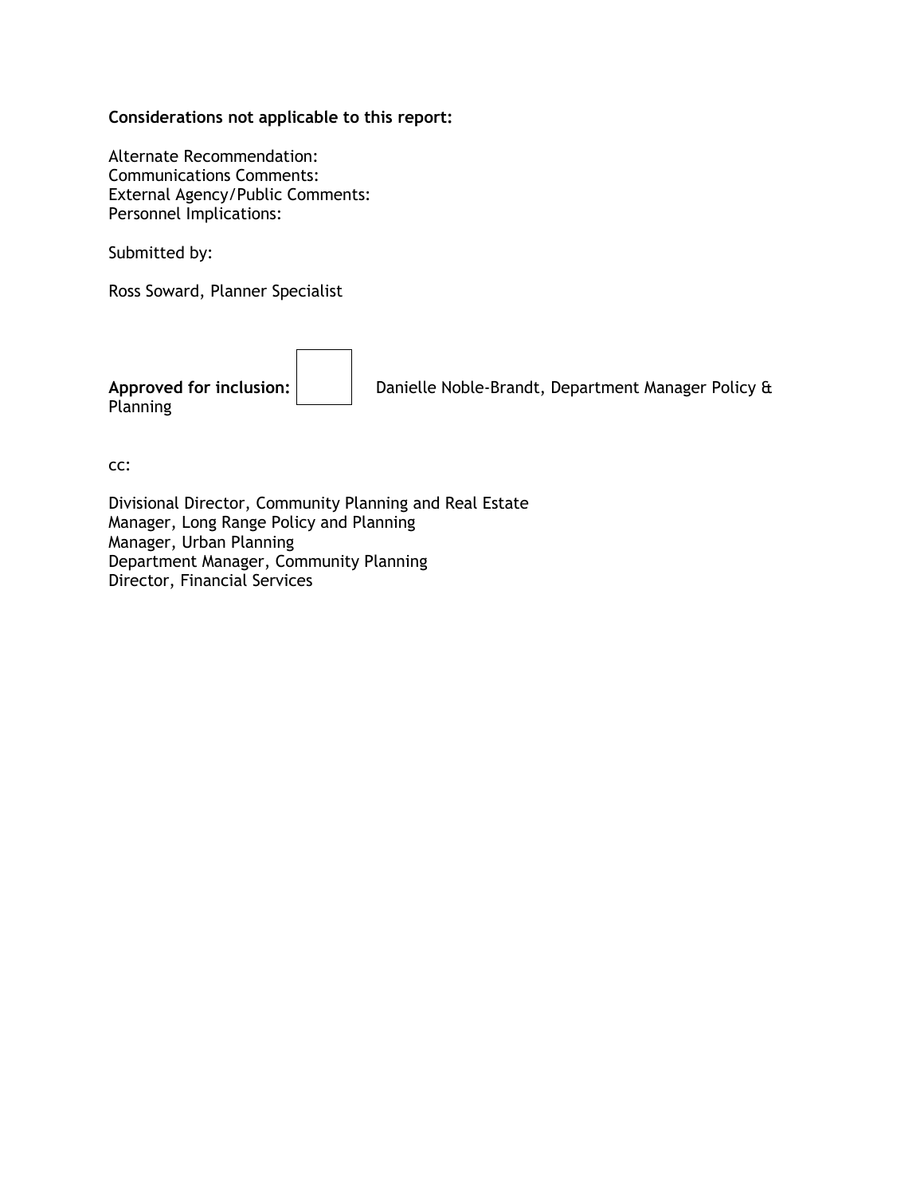**Considerations not applicable to this report:**

Alternate Recommendation:
Communications Comments:
External Agency/Public Comments:
Personnel Implications:

Submitted by:

Ross Soward, Planner Specialist

**Approved for inclusion:** Danielle Noble-Brandt, Department Manager Policy & Planning

cc:

Divisional Director, Community Planning and Real Estate
Manager, Long Range Policy and Planning
Manager, Urban Planning
Department Manager, Community Planning
Director, Financial Services